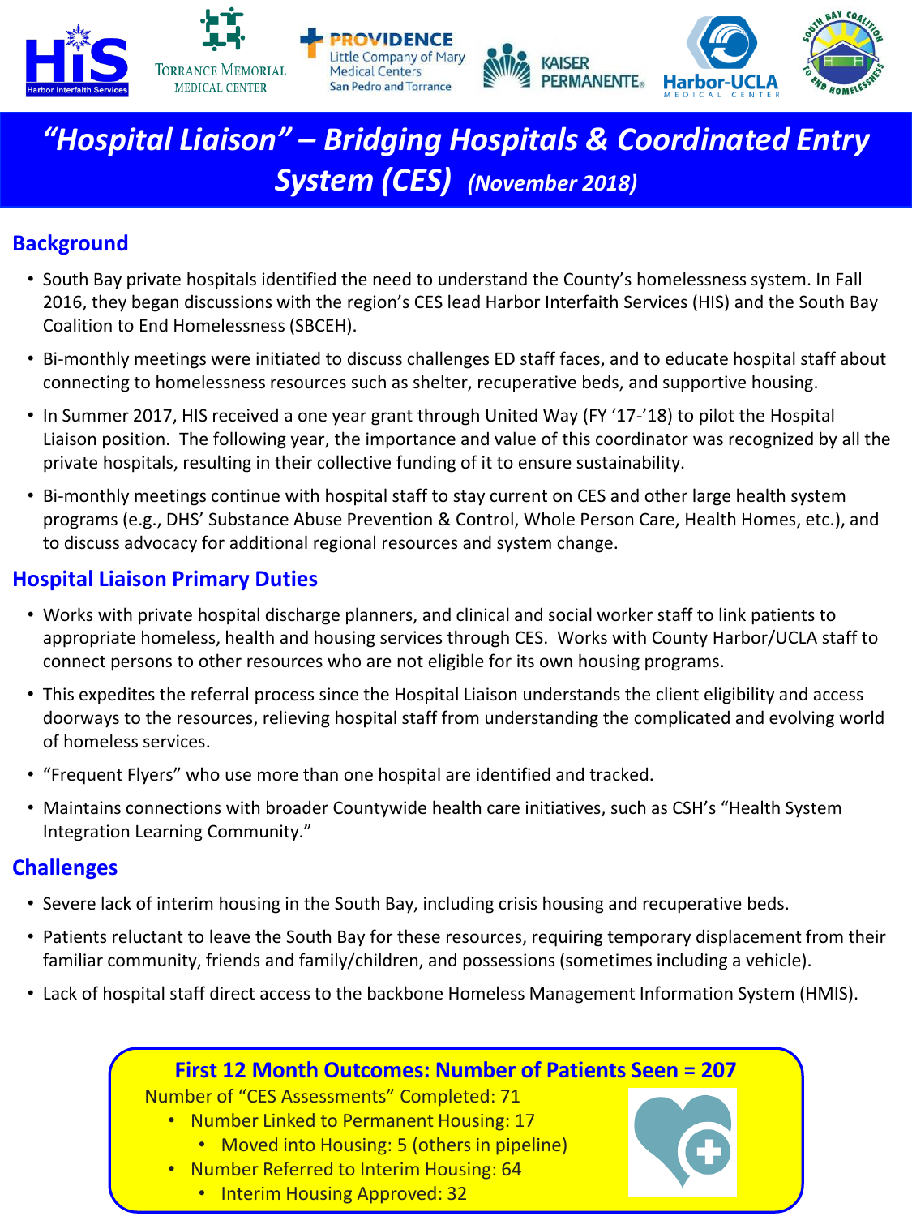# "Hospital Liaison" – Bridging Hospitals & Coordinated Entry System (CES) *(November 2018)*

## Background

- South Bay private hospitals identified the need to understand the County's homelessness system. In Fall 2016, they began discussions with the region's CES lead Harbor Interfaith Services (HIS) and the South Bay Coalition to End Homelessness (SBCEH).
- Bi-monthly meetings were initiated to discuss challenges ED staff faces, and to educate hospital staff about connecting to homelessness resources such as shelter, recuperative beds, and supportive housing.
- In Summer 2017, HIS received a one year grant through United Way (FY '17-'18) to pilot the Hospital Liaison position. The following year, the importance and value of this coordinator was recognized by all the private hospitals, resulting in their collective funding of it to ensure sustainability.
- Bi-monthly meetings continue with hospital staff to stay current on CES and other large health system programs (e.g., DHS' Substance Abuse Prevention & Control, Whole Person Care, Health Homes, etc.), and to discuss advocacy for additional regional resources and system change.

## Hospital Liaison Primary Duties

- Works with private hospital discharge planners, and clinical and social worker staff to link patients to appropriate homeless, health and housing services through CES. Works with County Harbor/UCLA staff to connect persons to other resources who are not eligible for its own housing programs.
- This expedites the referral process since the Hospital Liaison understands the client eligibility and access doorways to the resources, relieving hospital staff from understanding the complicated and evolving world of homeless services.
- "Frequent Flyers" who use more than one hospital are identified and tracked.
- Maintains connections with broader Countywide health care initiatives, such as CSH's "Health System Integration Learning Community."

## Challenges

- Severe lack of interim housing in the South Bay, including crisis housing and recuperative beds.
- Patients reluctant to leave the South Bay for these resources, requiring temporary displacement from their familiar community, friends and family/children, and possessions (sometimes including a vehicle).
- Lack of hospital staff direct access to the backbone Homeless Management Information System (HMIS).

### First 12 Month Outcomes: Number of Patients Seen = 207

Number of "CES Assessments" Completed: 71

- Number Linked to Permanent Housing: 17
  - Moved into Housing: 5 (others in pipeline)
- Number Referred to Interim Housing: 64
  - Interim Housing Approved: 32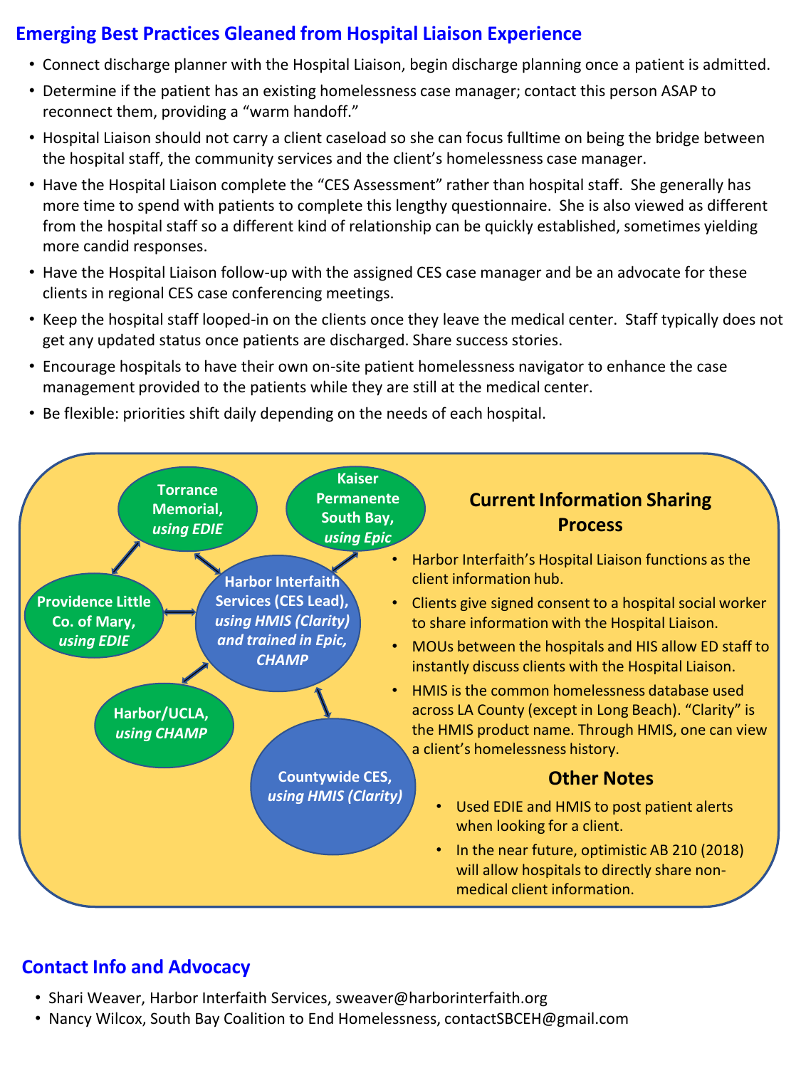## Emerging Best Practices Gleaned from Hospital Liaison Experience

- Connect discharge planner with the Hospital Liaison, begin discharge planning once a patient is admitted.
- Determine if the patient has an existing homelessness case manager; contact this person ASAP to reconnect them, providing a "warm handoff."
- Hospital Liaison should not carry a client caseload so she can focus fulltime on being the bridge between the hospital staff, the community services and the client's homelessness case manager.
- Have the Hospital Liaison complete the "CES Assessment" rather than hospital staff. She generally has more time to spend with patients to complete this lengthy questionnaire. She is also viewed as different from the hospital staff so a different kind of relationship can be quickly established, sometimes yielding more candid responses.
- Have the Hospital Liaison follow-up with the assigned CES case manager and be an advocate for these clients in regional CES case conferencing meetings.
- Keep the hospital staff looped-in on the clients once they leave the medical center. Staff typically does not get any updated status once patients are discharged. Share success stories.
- Encourage hospitals to have their own on-site patient homelessness navigator to enhance the case management provided to the patients while they are still at the medical center.
- Be flexible: priorities shift daily depending on the needs of each hospital.

Torrance Memorial, *using EDIE*

Kaiser Permanente South Bay, *using Epic*

Providence Little Co. of Mary, *using EDIE*

Harbor Interfaith Services (CES Lead), *using HMIS (Clarity) and trained in Epic, CHAMP*

Harbor/UCLA, *using CHAMP*

Countywide CES, *using HMIS (Clarity)*

### Current Information Sharing Process

- Harbor Interfaith's Hospital Liaison functions as the client information hub.
- Clients give signed consent to a hospital social worker to share information with the Hospital Liaison.
- MOUs between the hospitals and HIS allow ED staff to instantly discuss clients with the Hospital Liaison.
- HMIS is the common homelessness database used across LA County (except in Long Beach). "Clarity" is the HMIS product name. Through HMIS, one can view a client's homelessness history.

### Other Notes

- Used EDIE and HMIS to post patient alerts when looking for a client.
- In the near future, optimistic AB 210 (2018) will allow hospitals to directly share non-medical client information.

## Contact Info and Advocacy

- Shari Weaver, Harbor Interfaith Services, sweaver@harborinterfaith.org
- Nancy Wilcox, South Bay Coalition to End Homelessness, contactSBCEH@gmail.com